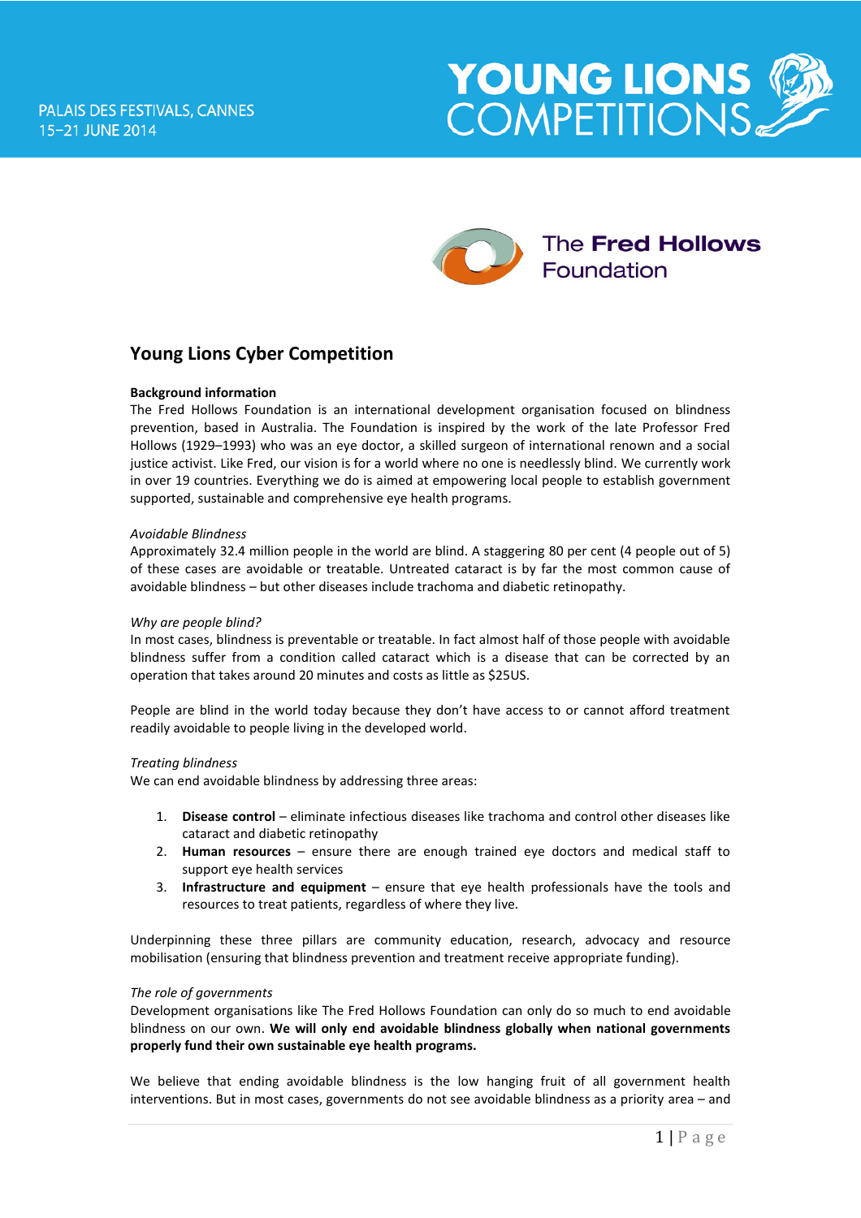PALAIS DES FESTIVALS, CANNES
15–21 JUNE 2014

YOUNG LIONS COMPETITIONS

The Fred Hollows Foundation

## Young Lions Cyber Competition

**Background information**

The Fred Hollows Foundation is an international development organisation focused on blindness prevention, based in Australia. The Foundation is inspired by the work of the late Professor Fred Hollows (1929–1993) who was an eye doctor, a skilled surgeon of international renown and a social justice activist. Like Fred, our vision is for a world where no one is needlessly blind. We currently work in over 19 countries. Everything we do is aimed at empowering local people to establish government supported, sustainable and comprehensive eye health programs.

*Avoidable Blindness*

Approximately 32.4 million people in the world are blind. A staggering 80 per cent (4 people out of 5) of these cases are avoidable or treatable. Untreated cataract is by far the most common cause of avoidable blindness – but other diseases include trachoma and diabetic retinopathy.

*Why are people blind?*

In most cases, blindness is preventable or treatable. In fact almost half of those people with avoidable blindness suffer from a condition called cataract which is a disease that can be corrected by an operation that takes around 20 minutes and costs as little as $25US.

People are blind in the world today because they don't have access to or cannot afford treatment readily avoidable to people living in the developed world.

*Treating blindness*

We can end avoidable blindness by addressing three areas:

1. **Disease control** – eliminate infectious diseases like trachoma and control other diseases like cataract and diabetic retinopathy
2. **Human resources** – ensure there are enough trained eye doctors and medical staff to support eye health services
3. **Infrastructure and equipment** – ensure that eye health professionals have the tools and resources to treat patients, regardless of where they live.

Underpinning these three pillars are community education, research, advocacy and resource mobilisation (ensuring that blindness prevention and treatment receive appropriate funding).

*The role of governments*

Development organisations like The Fred Hollows Foundation can only do so much to end avoidable blindness on our own. **We will only end avoidable blindness globally when national governments properly fund their own sustainable eye health programs.**

We believe that ending avoidable blindness is the low hanging fruit of all government health interventions. But in most cases, governments do not see avoidable blindness as a priority area – and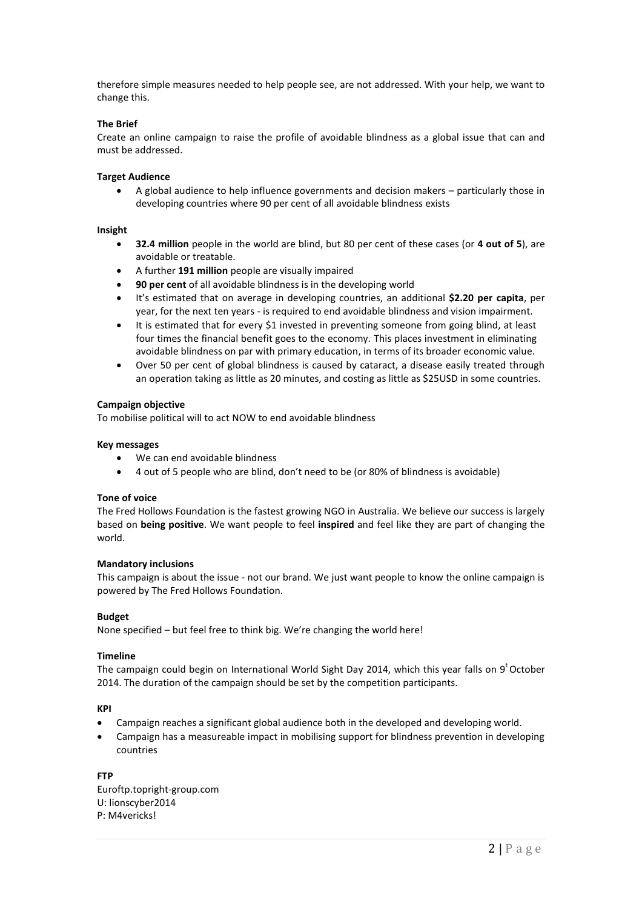therefore simple measures needed to help people see, are not addressed. With your help, we want to change this.

**The Brief**

Create an online campaign to raise the profile of avoidable blindness as a global issue that can and must be addressed.

**Target Audience**

- A global audience to help influence governments and decision makers – particularly those in developing countries where 90 per cent of all avoidable blindness exists

**Insight**

- **32.4 million** people in the world are blind, but 80 per cent of these cases (or **4 out of 5**), are avoidable or treatable.
- A further **191 million** people are visually impaired
- **90 per cent** of all avoidable blindness is in the developing world
- It's estimated that on average in developing countries, an additional **$2.20 per capita**, per year, for the next ten years - is required to end avoidable blindness and vision impairment.
- It is estimated that for every $1 invested in preventing someone from going blind, at least four times the financial benefit goes to the economy. This places investment in eliminating avoidable blindness on par with primary education, in terms of its broader economic value.
- Over 50 per cent of global blindness is caused by cataract, a disease easily treated through an operation taking as little as 20 minutes, and costing as little as $25USD in some countries.

**Campaign objective**

To mobilise political will to act NOW to end avoidable blindness

**Key messages**

- We can end avoidable blindness
- 4 out of 5 people who are blind, don't need to be (or 80% of blindness is avoidable)

**Tone of voice**

The Fred Hollows Foundation is the fastest growing NGO in Australia. We believe our success is largely based on **being positive**. We want people to feel **inspired** and feel like they are part of changing the world.

**Mandatory inclusions**

This campaign is about the issue - not our brand. We just want people to know the online campaign is powered by The Fred Hollows Foundation.

**Budget**

None specified – but feel free to think big. We're changing the world here!

**Timeline**

The campaign could begin on International World Sight Day 2014, which this year falls on 9t October 2014. The duration of the campaign should be set by the competition participants.

**KPI**

- Campaign reaches a significant global audience both in the developed and developing world.
- Campaign has a measureable impact in mobilising support for blindness prevention in developing countries

**FTP**

Euroftp.topright-group.com
U: lionscyber2014
P: M4vericks!